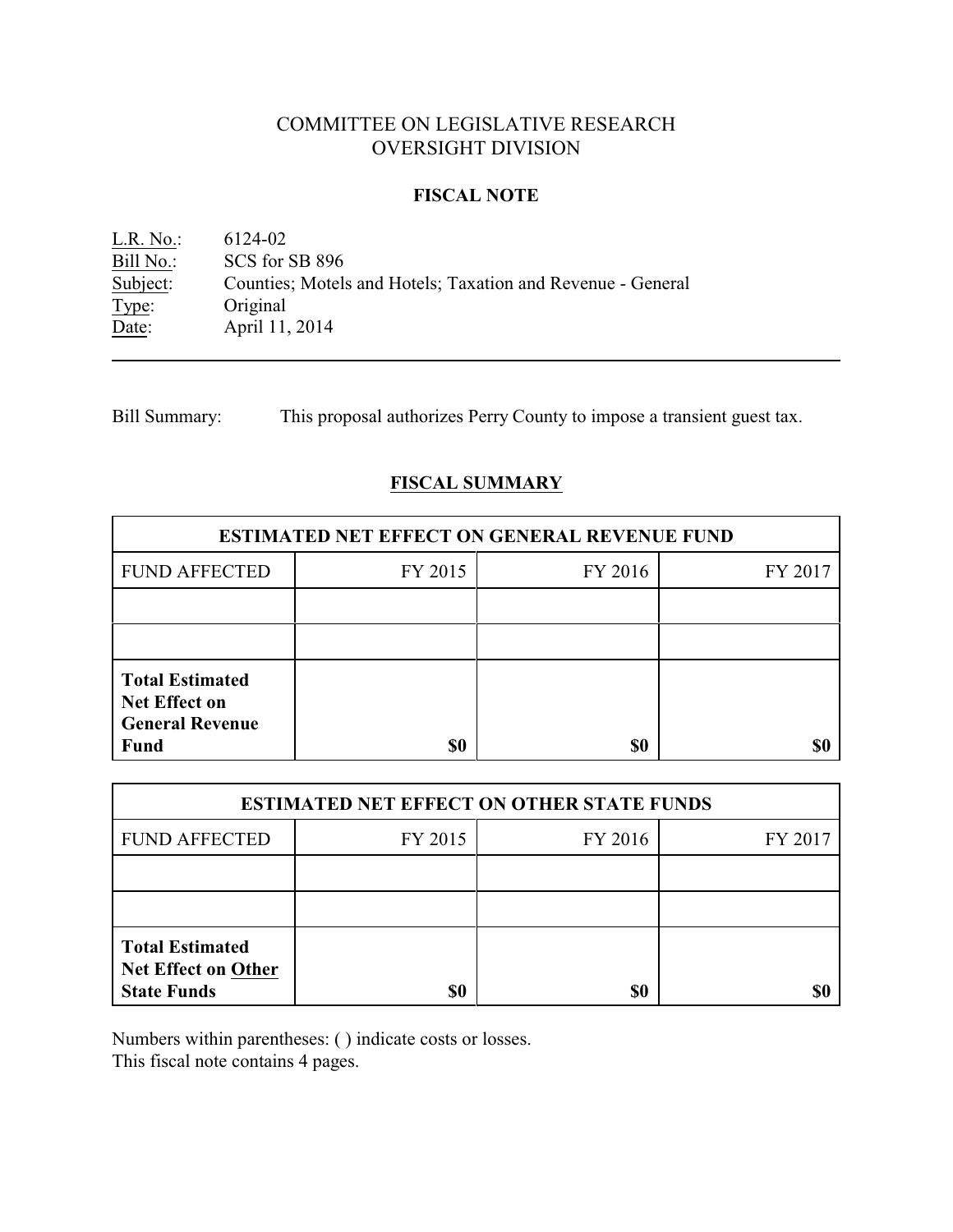# COMMITTEE ON LEGISLATIVE RESEARCH
# OVERSIGHT DIVISION

## FISCAL NOTE

L.R. No.: 6124-02
Bill No.: SCS for SB 896
Subject: Counties; Motels and Hotels; Taxation and Revenue - General
Type: Original
Date: April 11, 2014

---

Bill Summary: This proposal authorizes Perry County to impose a transient guest tax.

## FISCAL SUMMARY

| ESTIMATED NET EFFECT ON GENERAL REVENUE FUND | | | |
|---|---|---|---|
| FUND AFFECTED | FY 2015 | FY 2016 | FY 2017 |
| | | | |
| | | | |
| **Total Estimated Net Effect on General Revenue Fund** | **$0** | **$0** | **$0** |

| ESTIMATED NET EFFECT ON OTHER STATE FUNDS | | | |
|---|---|---|---|
| FUND AFFECTED | FY 2015 | FY 2016 | FY 2017 |
| | | | |
| | | | |
| **Total Estimated Net Effect on Other State Funds** | **$0** | **$0** | **$0** |

Numbers within parentheses: ( ) indicate costs or losses.
This fiscal note contains 4 pages.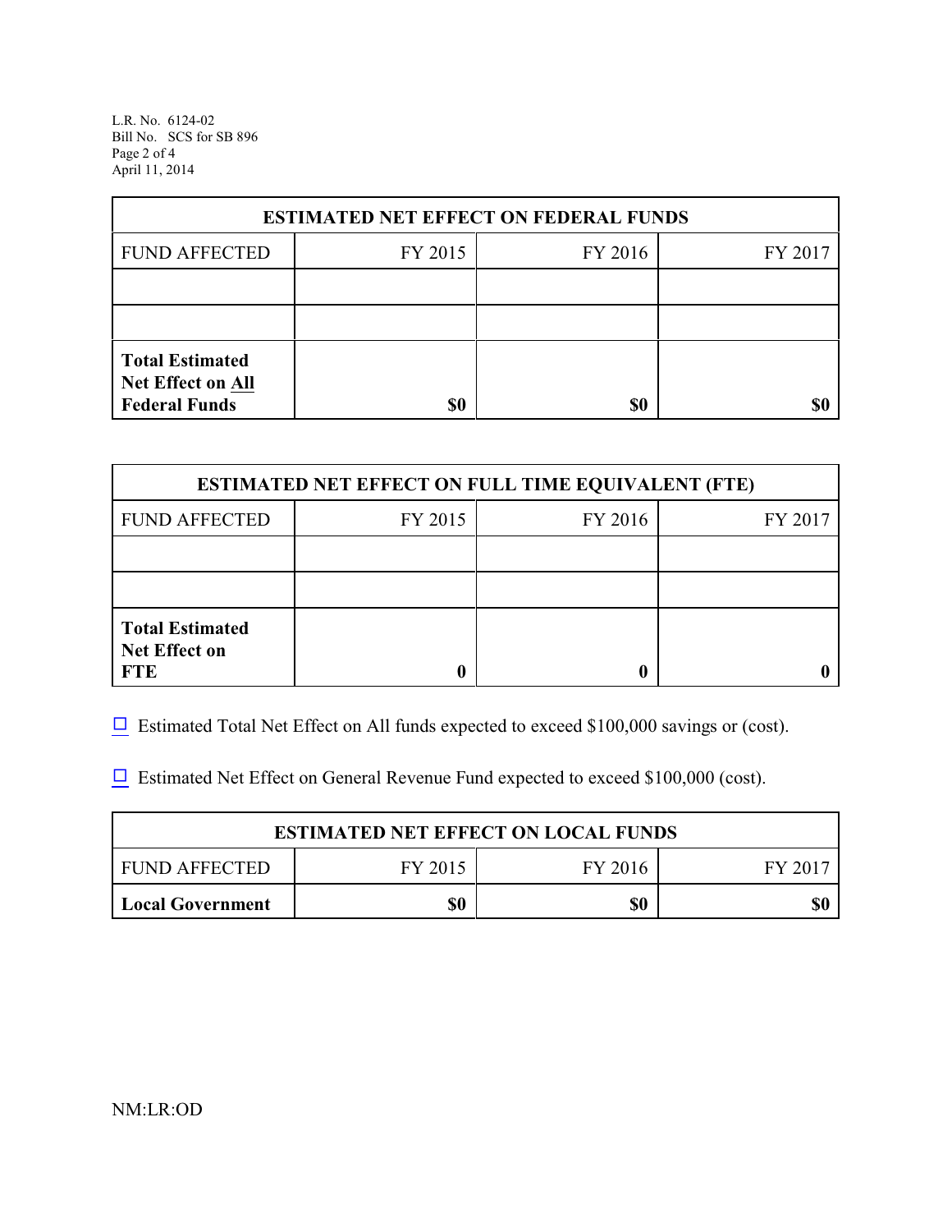| ESTIMATED NET EFFECT ON FEDERAL FUNDS | | | |
|---|---|---|---|
| FUND AFFECTED | FY 2015 | FY 2016 | FY 2017 |
| | | | |
| | | | |
| **Total Estimated Net Effect on All Federal Funds** | **$0** | **$0** | **$0** |

| ESTIMATED NET EFFECT ON FULL TIME EQUIVALENT (FTE) | | | |
|---|---|---|---|
| FUND AFFECTED | FY 2015 | FY 2016 | FY 2017 |
| | | | |
| | | | |
| **Total Estimated Net Effect on FTE** | **0** | **0** | **0** |

☐ Estimated Total Net Effect on All funds expected to exceed $100,000 savings or (cost).

☐ Estimated Net Effect on General Revenue Fund expected to exceed $100,000 (cost).

| ESTIMATED NET EFFECT ON LOCAL FUNDS | | | |
|---|---|---|---|
| FUND AFFECTED | FY 2015 | FY 2016 | FY 2017 |
| **Local Government** | **$0** | **$0** | **$0** |

NM:LR:OD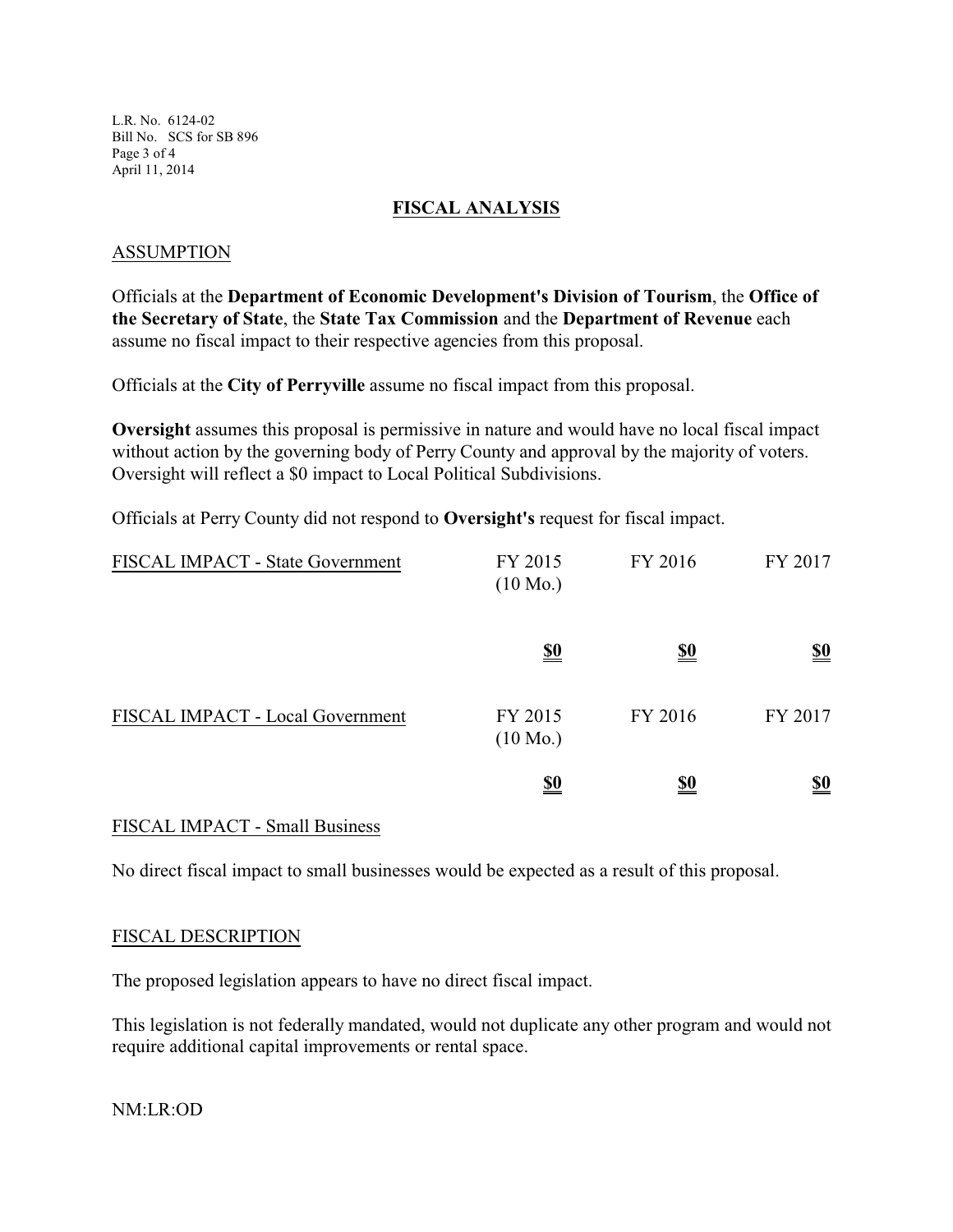## FISCAL ANALYSIS

### ASSUMPTION

Officials at the **Department of Economic Development's Division of Tourism**, the **Office of the Secretary of State**, the **State Tax Commission** and the **Department of Revenue** each assume no fiscal impact to their respective agencies from this proposal.

Officials at the **City of Perryville** assume no fiscal impact from this proposal.

**Oversight** assumes this proposal is permissive in nature and would have no local fiscal impact without action by the governing body of Perry County and approval by the majority of voters. Oversight will reflect a $0 impact to Local Political Subdivisions.

Officials at Perry County did not respond to **Oversight's** request for fiscal impact.

| FISCAL IMPACT - State Government | FY 2015 (10 Mo.) | FY 2016 | FY 2017 |
|---|---|---|---|
| | **$0** | **$0** | **$0** |

| FISCAL IMPACT - Local Government | FY 2015 (10 Mo.) | FY 2016 | FY 2017 |
|---|---|---|---|
| | **$0** | **$0** | **$0** |

### FISCAL IMPACT - Small Business

No direct fiscal impact to small businesses would be expected as a result of this proposal.

### FISCAL DESCRIPTION

The proposed legislation appears to have no direct fiscal impact.

This legislation is not federally mandated, would not duplicate any other program and would not require additional capital improvements or rental space.

NM:LR:OD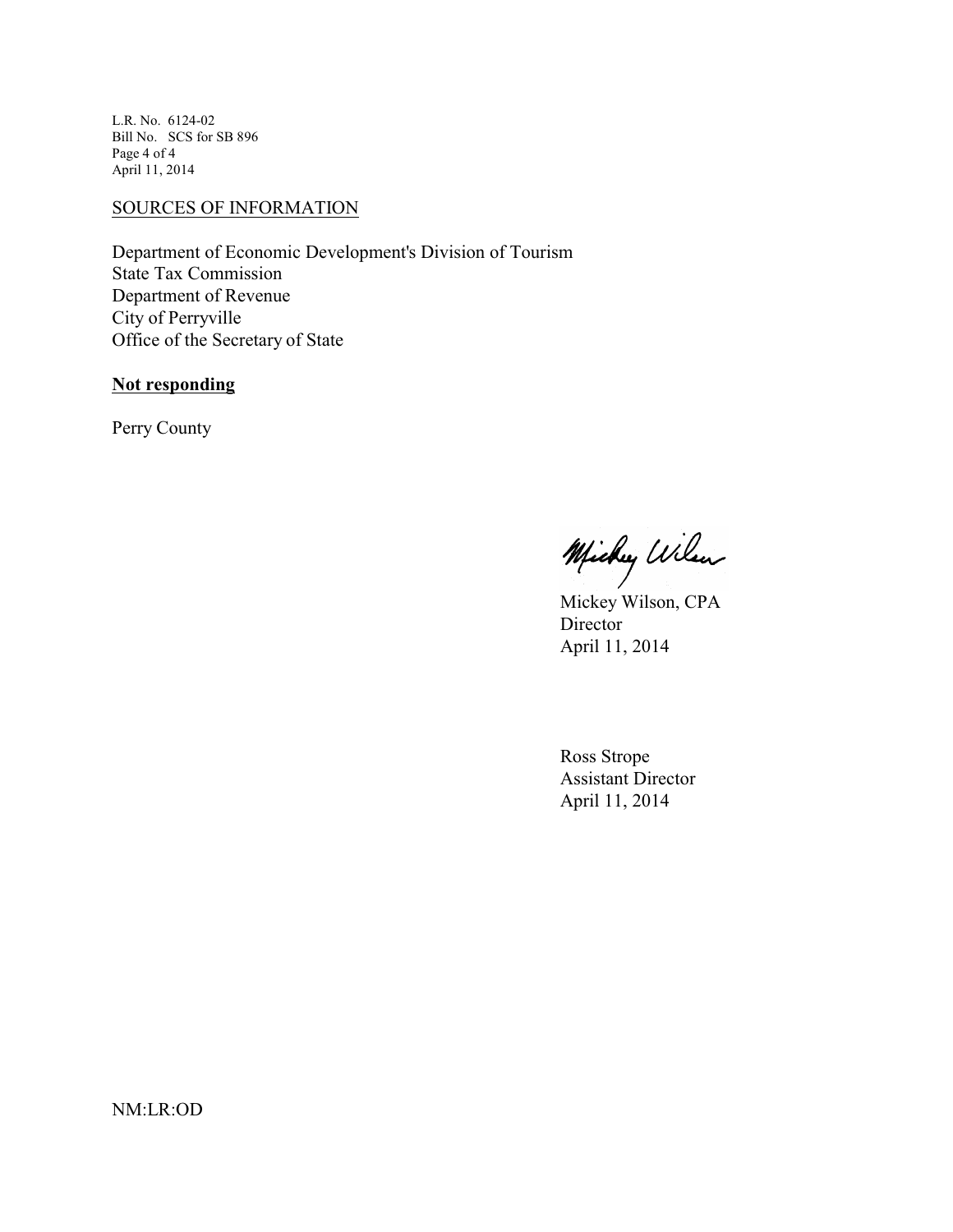## SOURCES OF INFORMATION

Department of Economic Development's Division of Tourism
State Tax Commission
Department of Revenue
City of Perryville
Office of the Secretary of State

**Not responding**

Perry County

Mickey Wilson, CPA
Director
April 11, 2014

Ross Strope
Assistant Director
April 11, 2014

NM:LR:OD